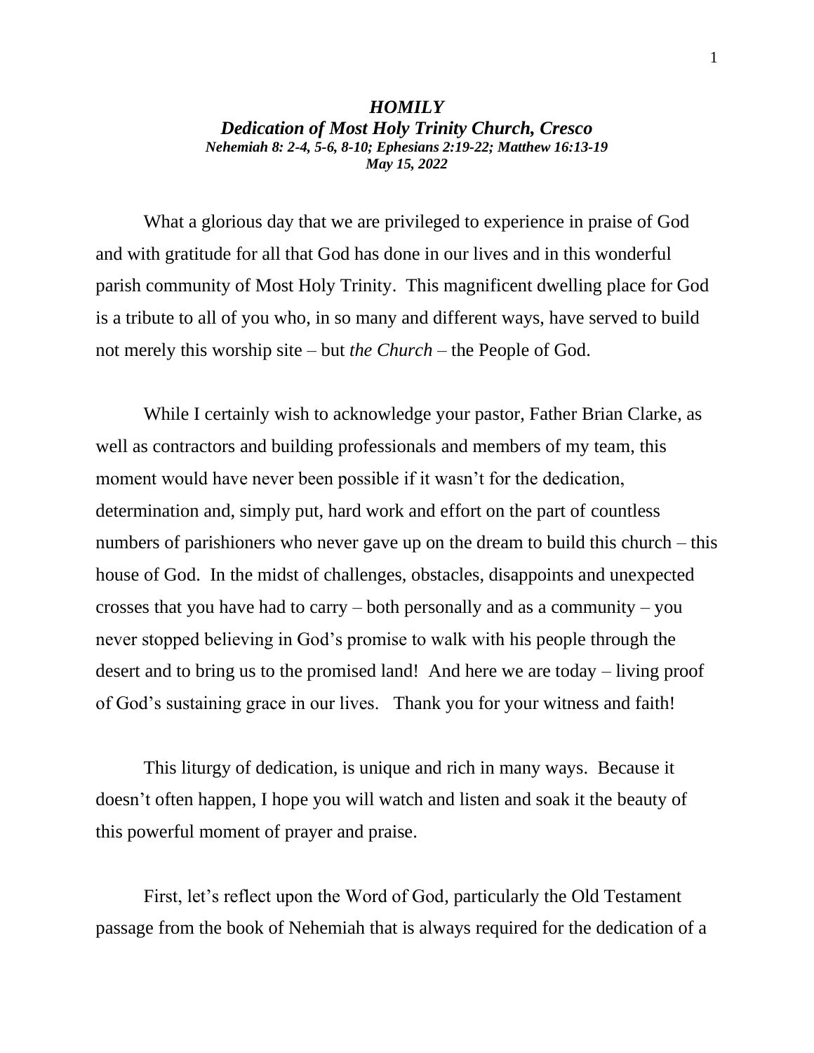# *HOMILY*

## *Dedication of Most Holy Trinity Church, Cresco*

***Nehemiah 8: 2-4, 5-6, 8-10; Ephesians 2:19-22; Matthew 16:13-19***

***May 15, 2022***

What a glorious day that we are privileged to experience in praise of God and with gratitude for all that God has done in our lives and in this wonderful parish community of Most Holy Trinity. This magnificent dwelling place for God is a tribute to all of you who, in so many and different ways, have served to build not merely this worship site – but *the Church* – the People of God.

While I certainly wish to acknowledge your pastor, Father Brian Clarke, as well as contractors and building professionals and members of my team, this moment would have never been possible if it wasn't for the dedication, determination and, simply put, hard work and effort on the part of countless numbers of parishioners who never gave up on the dream to build this church – this house of God. In the midst of challenges, obstacles, disappoints and unexpected crosses that you have had to carry – both personally and as a community – you never stopped believing in God's promise to walk with his people through the desert and to bring us to the promised land! And here we are today – living proof of God's sustaining grace in our lives. Thank you for your witness and faith!

This liturgy of dedication, is unique and rich in many ways. Because it doesn't often happen, I hope you will watch and listen and soak it the beauty of this powerful moment of prayer and praise.

First, let's reflect upon the Word of God, particularly the Old Testament passage from the book of Nehemiah that is always required for the dedication of a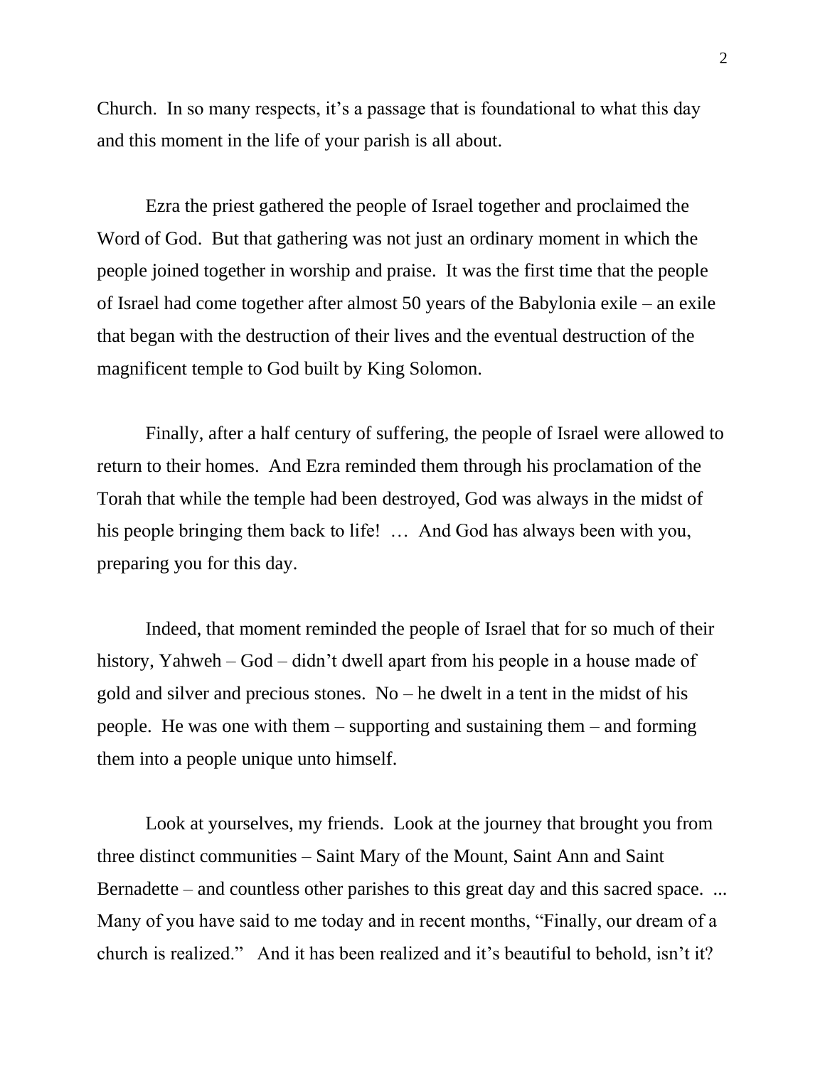Church. In so many respects, it's a passage that is foundational to what this day and this moment in the life of your parish is all about.

Ezra the priest gathered the people of Israel together and proclaimed the Word of God. But that gathering was not just an ordinary moment in which the people joined together in worship and praise. It was the first time that the people of Israel had come together after almost 50 years of the Babylonia exile – an exile that began with the destruction of their lives and the eventual destruction of the magnificent temple to God built by King Solomon.

Finally, after a half century of suffering, the people of Israel were allowed to return to their homes. And Ezra reminded them through his proclamation of the Torah that while the temple had been destroyed, God was always in the midst of his people bringing them back to life! … And God has always been with you, preparing you for this day.

Indeed, that moment reminded the people of Israel that for so much of their history, Yahweh – God – didn't dwell apart from his people in a house made of gold and silver and precious stones. No – he dwelt in a tent in the midst of his people. He was one with them – supporting and sustaining them – and forming them into a people unique unto himself.

Look at yourselves, my friends. Look at the journey that brought you from three distinct communities – Saint Mary of the Mount, Saint Ann and Saint Bernadette – and countless other parishes to this great day and this sacred space. ... Many of you have said to me today and in recent months, "Finally, our dream of a church is realized." And it has been realized and it's beautiful to behold, isn't it?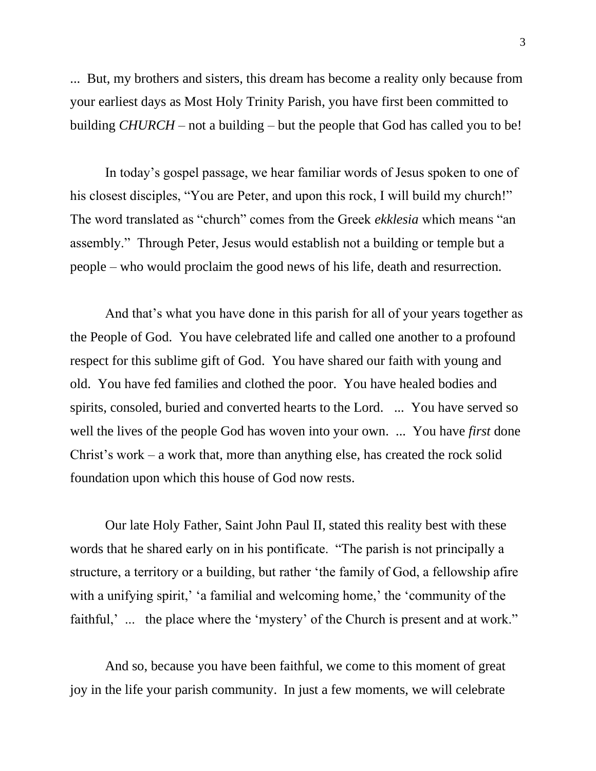... But, my brothers and sisters, this dream has become a reality only because from your earliest days as Most Holy Trinity Parish, you have first been committed to building *CHURCH* – not a building – but the people that God has called you to be!

In today's gospel passage, we hear familiar words of Jesus spoken to one of his closest disciples, "You are Peter, and upon this rock, I will build my church!" The word translated as "church" comes from the Greek *ekklesia* which means "an assembly." Through Peter, Jesus would establish not a building or temple but a people – who would proclaim the good news of his life, death and resurrection.

And that's what you have done in this parish for all of your years together as the People of God. You have celebrated life and called one another to a profound respect for this sublime gift of God. You have shared our faith with young and old. You have fed families and clothed the poor. You have healed bodies and spirits, consoled, buried and converted hearts to the Lord. ... You have served so well the lives of the people God has woven into your own. ... You have *first* done Christ's work – a work that, more than anything else, has created the rock solid foundation upon which this house of God now rests.

Our late Holy Father, Saint John Paul II, stated this reality best with these words that he shared early on in his pontificate. "The parish is not principally a structure, a territory or a building, but rather 'the family of God, a fellowship afire with a unifying spirit,' 'a familial and welcoming home,' the 'community of the faithful,' ... the place where the 'mystery' of the Church is present and at work."

And so, because you have been faithful, we come to this moment of great joy in the life your parish community. In just a few moments, we will celebrate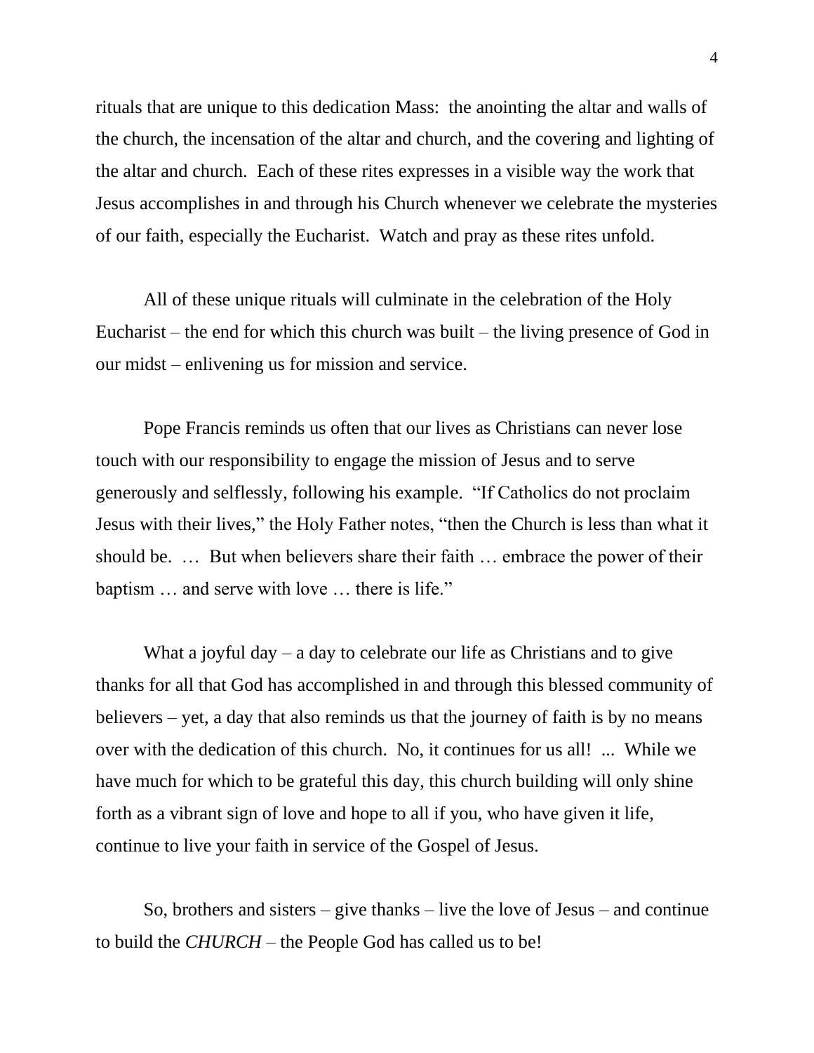rituals that are unique to this dedication Mass: the anointing the altar and walls of the church, the incensation of the altar and church, and the covering and lighting of the altar and church. Each of these rites expresses in a visible way the work that Jesus accomplishes in and through his Church whenever we celebrate the mysteries of our faith, especially the Eucharist. Watch and pray as these rites unfold.

All of these unique rituals will culminate in the celebration of the Holy Eucharist – the end for which this church was built – the living presence of God in our midst – enlivening us for mission and service.

Pope Francis reminds us often that our lives as Christians can never lose touch with our responsibility to engage the mission of Jesus and to serve generously and selflessly, following his example. "If Catholics do not proclaim Jesus with their lives," the Holy Father notes, "then the Church is less than what it should be. … But when believers share their faith … embrace the power of their baptism … and serve with love … there is life."

What a joyful day – a day to celebrate our life as Christians and to give thanks for all that God has accomplished in and through this blessed community of believers – yet, a day that also reminds us that the journey of faith is by no means over with the dedication of this church. No, it continues for us all! ... While we have much for which to be grateful this day, this church building will only shine forth as a vibrant sign of love and hope to all if you, who have given it life, continue to live your faith in service of the Gospel of Jesus.

So, brothers and sisters – give thanks – live the love of Jesus – and continue to build the *CHURCH* – the People God has called us to be!